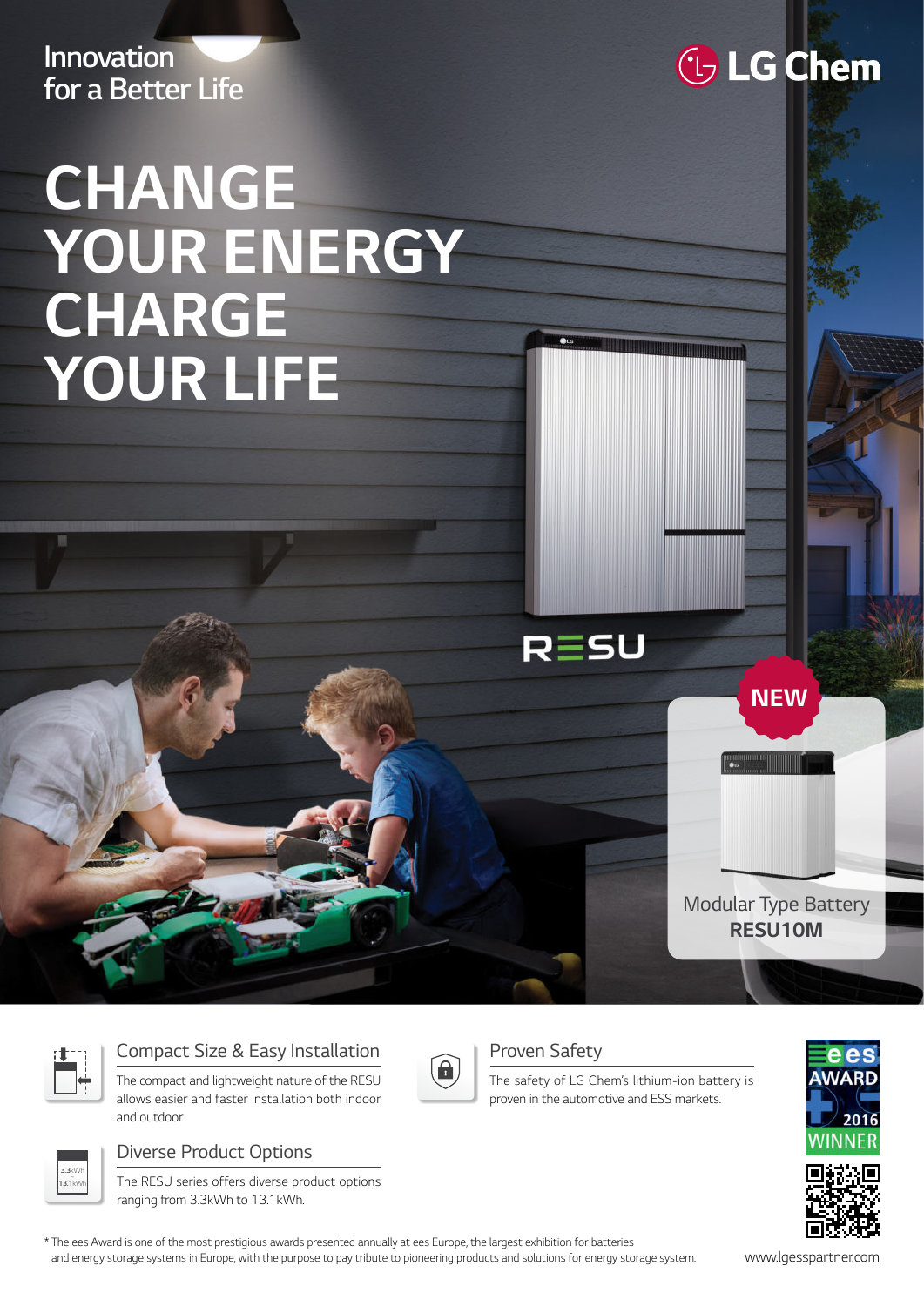Innovation
for a Better Life

LG Chem

# CHANGE YOUR ENERGY CHARGE YOUR LIFE

RESU

NEW

Modular Type Battery
**RESU10M**

## Compact Size & Easy Installation

The compact and lightweight nature of the RESU allows easier and faster installation both indoor and outdoor.

## Diverse Product Options

The RESU series offers diverse product options ranging from 3.3kWh to 13.1kWh.

## Proven Safety

The safety of LG Chem's lithium-ion battery is proven in the automotive and ESS markets.

ees AWARD 2016 WINNER

\* The ees Award is one of the most prestigious awards presented annually at ees Europe, the largest exhibition for batteries and energy storage systems in Europe, with the purpose to pay tribute to pioneering products and solutions for energy storage system.

www.lgesspartner.com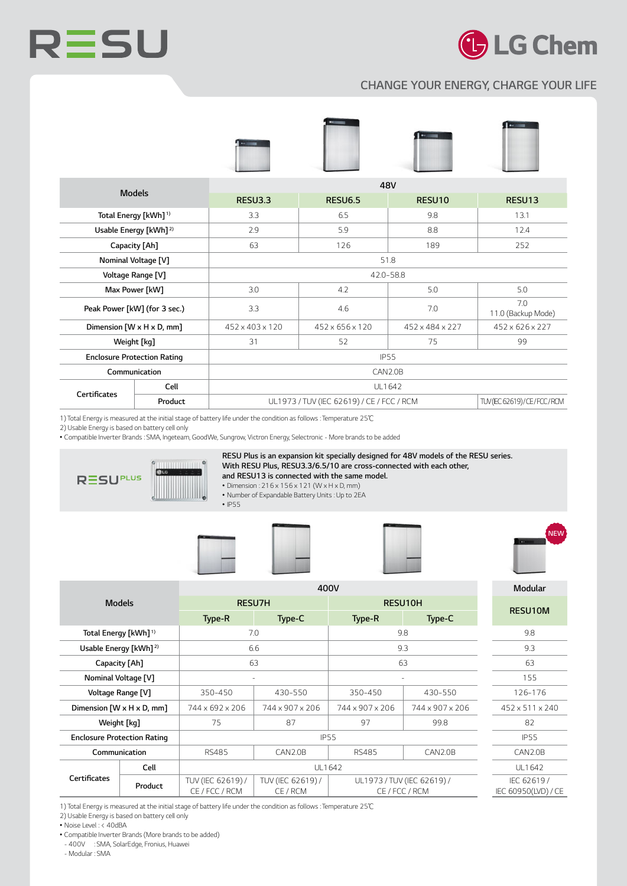# RESU

LG Chem

## CHANGE YOUR ENERGY, CHARGE YOUR LIFE

| Models | | 48V | | | |
|---|---|---|---|---|---|
| | | RESU3.3 | RESU6.5 | RESU10 | RESU13 |
| Total Energy [kWh] [1] | | 3.3 | 6.5 | 9.8 | 13.1 |
| Usable Energy [kWh] [2] | | 2.9 | 5.9 | 8.8 | 12.4 |
| Capacity [Ah] | | 63 | 126 | 189 | 252 |
| Nominal Voltage [V] | | 51.8 | | | |
| Voltage Range [V] | | 42.0~58.8 | | | |
| Max Power [kW] | | 3.0 | 4.2 | 5.0 | 5.0 |
| Peak Power [kW] (for 3 sec.) | | 3.3 | 4.6 | 7.0 | 7.0<br>11.0 (Backup Mode) |
| Dimension [W x H x D, mm] | | 452 x 403 x 120 | 452 x 656 x 120 | 452 x 484 x 227 | 452 x 626 x 227 |
| Weight [kg] | | 31 | 52 | 75 | 99 |
| Enclosure Protection Rating | | IP55 | | | |
| Communication | | CAN2.0B | | | |
| Certificates | Cell | UL1642 | | | |
| | Product | UL1973 / TUV (IEC 62619) / CE / FCC / RCM | | | TUV(IEC 62619)/CE/FCC/RCM |

1) Total Energy is measured at the initial stage of battery life under the condition as follows : Temperature 25℃
2) Usable Energy is based on battery cell only
• Compatible Inverter Brands : SMA, Ingeteam, GoodWe, Sungrow, Victron Energy, Selectronic - More brands to be added

**RESU PLUS**

RESU Plus is an expansion kit specially designed for 48V models of the RESU series.
With RESU Plus, RESU3.3/6.5/10 are cross-connected with each other,
and RESU13 is connected with the same model.

- Dimension : 216 x 156 x 121 (W x H x D, mm)
- Number of Expandable Battery Units : Up to 2EA
- IP55

NEW

| Models | | 400V | | | | Modular |
|---|---|---|---|---|---|---|
| | | RESU7H | | RESU10H | | RESU10M |
| | | Type-R | Type-C | Type-R | Type-C | |
| Total Energy [kWh] [1] | | 7.0 | | 9.8 | | 9.8 |
| Usable Energy [kWh] [2] | | 6.6 | | 9.3 | | 9.3 |
| Capacity [Ah] | | 63 | | 63 | | 63 |
| Nominal Voltage [V] | | - | | - | | 155 |
| Voltage Range [V] | | 350~450 | 430~550 | 350~450 | 430~550 | 126~176 |
| Dimension [W x H x D, mm] | | 744 x 692 x 206 | 744 x 907 x 206 | 744 x 907 x 206 | 744 x 907 x 206 | 452 x 511 x 240 |
| Weight [kg] | | 75 | 87 | 97 | 99.8 | 82 |
| Enclosure Protection Rating | | IP55 | | | | IP55 |
| Communication | | RS485 | CAN2.0B | RS485 | CAN2.0B | CAN2.0B |
| Certificates | Cell | UL1642 | | | | UL1642 |
| | Product | TUV (IEC 62619) / CE / FCC / RCM | TUV (IEC 62619) / CE / RCM | UL1973 / TUV (IEC 62619) / CE / FCC / RCM | | IEC 62619 / IEC 60950(LVD) / CE |

1) Total Energy is measured at the initial stage of battery life under the condition as follows : Temperature 25℃
2) Usable Energy is based on battery cell only
• Noise Level : < 40dBA
• Compatible Inverter Brands (More brands to be added)
- 400V : SMA, SolarEdge, Fronius, Huawei
- Modular : SMA